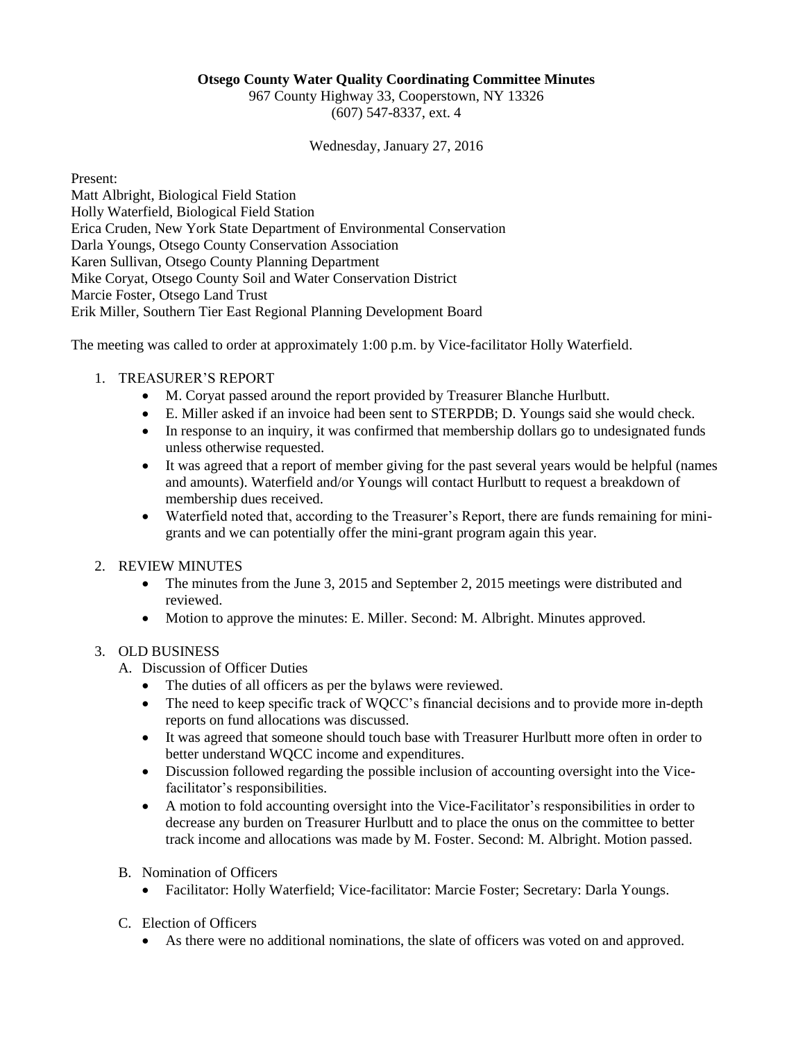**Otsego County Water Quality Coordinating Committee Minutes**

967 County Highway 33, Cooperstown, NY 13326
(607) 547-8337, ext. 4

Wednesday, January 27, 2016

Present:
Matt Albright, Biological Field Station
Holly Waterfield, Biological Field Station
Erica Cruden, New York State Department of Environmental Conservation
Darla Youngs, Otsego County Conservation Association
Karen Sullivan, Otsego County Planning Department
Mike Coryat, Otsego County Soil and Water Conservation District
Marcie Foster, Otsego Land Trust
Erik Miller, Southern Tier East Regional Planning Development Board

The meeting was called to order at approximately 1:00 p.m. by Vice-facilitator Holly Waterfield.

1. TREASURER'S REPORT
    - M. Coryat passed around the report provided by Treasurer Blanche Hurlbutt.
    - E. Miller asked if an invoice had been sent to STERPDB; D. Youngs said she would check.
    - In response to an inquiry, it was confirmed that membership dollars go to undesignated funds unless otherwise requested.
    - It was agreed that a report of member giving for the past several years would be helpful (names and amounts). Waterfield and/or Youngs will contact Hurlbutt to request a breakdown of membership dues received.
    - Waterfield noted that, according to the Treasurer's Report, there are funds remaining for mini-grants and we can potentially offer the mini-grant program again this year.

2. REVIEW MINUTES
    - The minutes from the June 3, 2015 and September 2, 2015 meetings were distributed and reviewed.
    - Motion to approve the minutes: E. Miller. Second: M. Albright. Minutes approved.

3. OLD BUSINESS

    A. Discussion of Officer Duties
    - The duties of all officers as per the bylaws were reviewed.
    - The need to keep specific track of WQCC's financial decisions and to provide more in-depth reports on fund allocations was discussed.
    - It was agreed that someone should touch base with Treasurer Hurlbutt more often in order to better understand WQCC income and expenditures.
    - Discussion followed regarding the possible inclusion of accounting oversight into the Vice-facilitator's responsibilities.
    - A motion to fold accounting oversight into the Vice-Facilitator's responsibilities in order to decrease any burden on Treasurer Hurlbutt and to place the onus on the committee to better track income and allocations was made by M. Foster. Second: M. Albright. Motion passed.

    B. Nomination of Officers
    - Facilitator: Holly Waterfield; Vice-facilitator: Marcie Foster; Secretary: Darla Youngs.

    C. Election of Officers
    - As there were no additional nominations, the slate of officers was voted on and approved.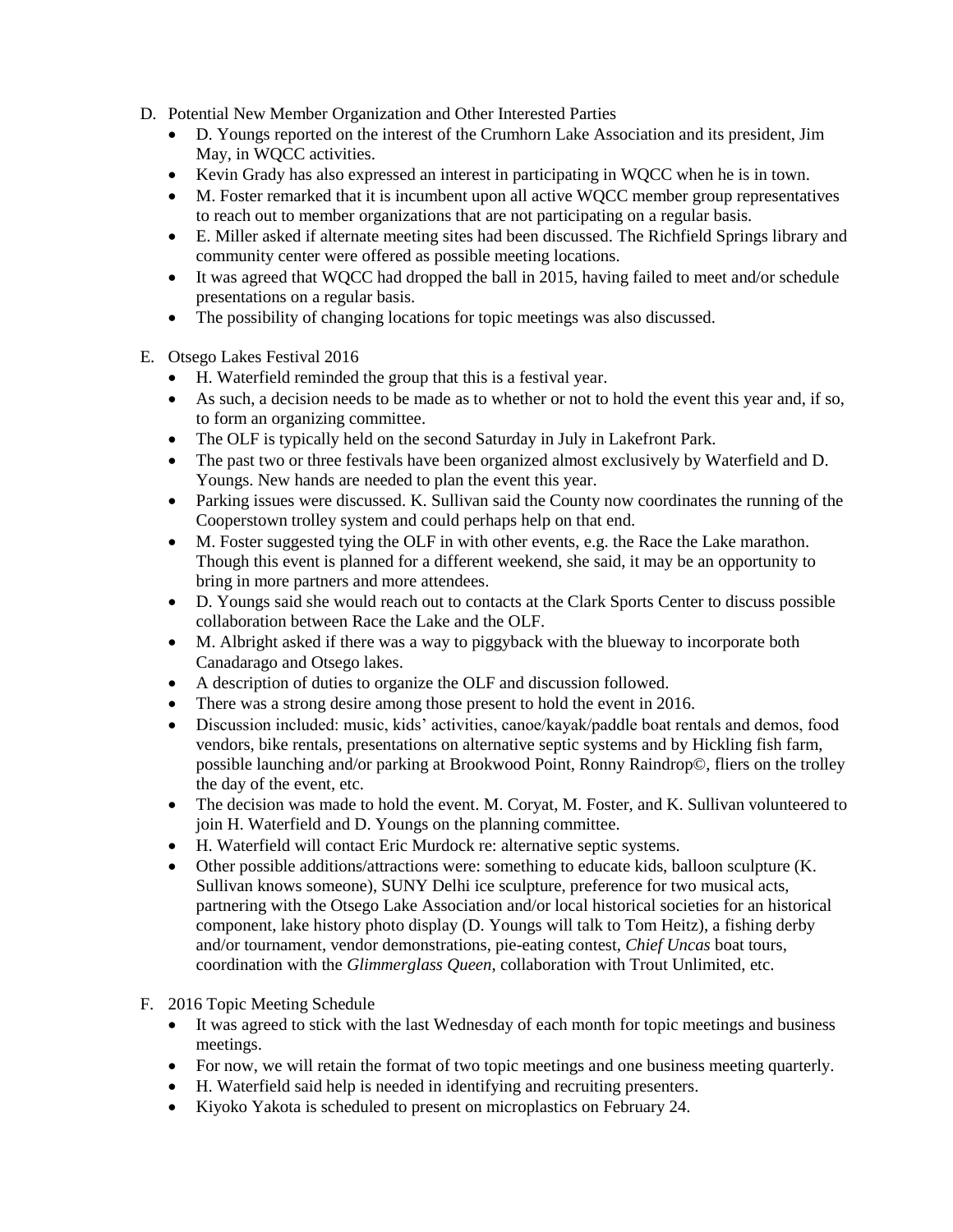D. Potential New Member Organization and Other Interested Parties

- D. Youngs reported on the interest of the Crumhorn Lake Association and its president, Jim May, in WQCC activities.
- Kevin Grady has also expressed an interest in participating in WQCC when he is in town.
- M. Foster remarked that it is incumbent upon all active WQCC member group representatives to reach out to member organizations that are not participating on a regular basis.
- E. Miller asked if alternate meeting sites had been discussed. The Richfield Springs library and community center were offered as possible meeting locations.
- It was agreed that WQCC had dropped the ball in 2015, having failed to meet and/or schedule presentations on a regular basis.
- The possibility of changing locations for topic meetings was also discussed.

E. Otsego Lakes Festival 2016

- H. Waterfield reminded the group that this is a festival year.
- As such, a decision needs to be made as to whether or not to hold the event this year and, if so, to form an organizing committee.
- The OLF is typically held on the second Saturday in July in Lakefront Park.
- The past two or three festivals have been organized almost exclusively by Waterfield and D. Youngs. New hands are needed to plan the event this year.
- Parking issues were discussed. K. Sullivan said the County now coordinates the running of the Cooperstown trolley system and could perhaps help on that end.
- M. Foster suggested tying the OLF in with other events, e.g. the Race the Lake marathon. Though this event is planned for a different weekend, she said, it may be an opportunity to bring in more partners and more attendees.
- D. Youngs said she would reach out to contacts at the Clark Sports Center to discuss possible collaboration between Race the Lake and the OLF.
- M. Albright asked if there was a way to piggyback with the blueway to incorporate both Canadarago and Otsego lakes.
- A description of duties to organize the OLF and discussion followed.
- There was a strong desire among those present to hold the event in 2016.
- Discussion included: music, kids' activities, canoe/kayak/paddle boat rentals and demos, food vendors, bike rentals, presentations on alternative septic systems and by Hickling fish farm, possible launching and/or parking at Brookwood Point, Ronny Raindrop©, fliers on the trolley the day of the event, etc.
- The decision was made to hold the event. M. Coryat, M. Foster, and K. Sullivan volunteered to join H. Waterfield and D. Youngs on the planning committee.
- H. Waterfield will contact Eric Murdock re: alternative septic systems.
- Other possible additions/attractions were: something to educate kids, balloon sculpture (K. Sullivan knows someone), SUNY Delhi ice sculpture, preference for two musical acts, partnering with the Otsego Lake Association and/or local historical societies for an historical component, lake history photo display (D. Youngs will talk to Tom Heitz), a fishing derby and/or tournament, vendor demonstrations, pie-eating contest, *Chief Uncas* boat tours, coordination with the *Glimmerglass Queen*, collaboration with Trout Unlimited, etc.

F. 2016 Topic Meeting Schedule

- It was agreed to stick with the last Wednesday of each month for topic meetings and business meetings.
- For now, we will retain the format of two topic meetings and one business meeting quarterly.
- H. Waterfield said help is needed in identifying and recruiting presenters.
- Kiyoko Yakota is scheduled to present on microplastics on February 24.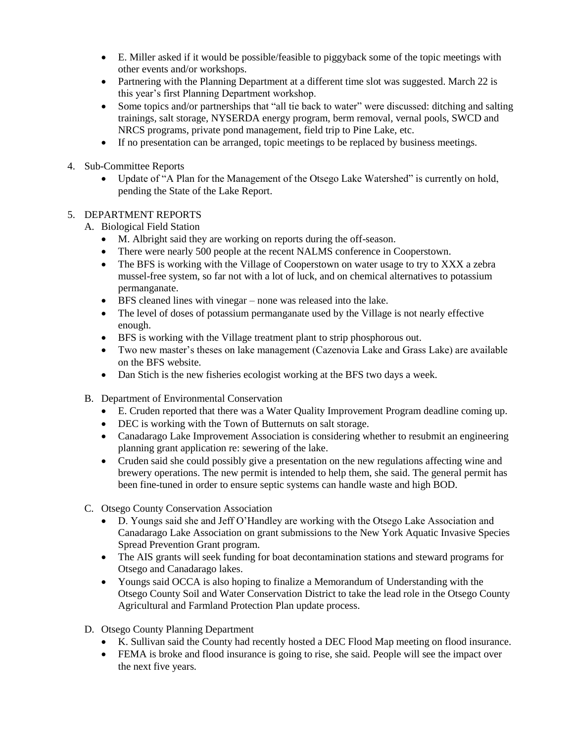- E. Miller asked if it would be possible/feasible to piggyback some of the topic meetings with other events and/or workshops.
- Partnering with the Planning Department at a different time slot was suggested. March 22 is this year's first Planning Department workshop.
- Some topics and/or partnerships that "all tie back to water" were discussed: ditching and salting trainings, salt storage, NYSERDA energy program, berm removal, vernal pools, SWCD and NRCS programs, private pond management, field trip to Pine Lake, etc.
- If no presentation can be arranged, topic meetings to be replaced by business meetings.

4. Sub-Committee Reports
   - Update of "A Plan for the Management of the Otsego Lake Watershed" is currently on hold, pending the State of the Lake Report.

5. DEPARTMENT REPORTS

   A. Biological Field Station
   - M. Albright said they are working on reports during the off-season.
   - There were nearly 500 people at the recent NALMS conference in Cooperstown.
   - The BFS is working with the Village of Cooperstown on water usage to try to XXX a zebra mussel-free system, so far not with a lot of luck, and on chemical alternatives to potassium permanganate.
   - BFS cleaned lines with vinegar – none was released into the lake.
   - The level of doses of potassium permanganate used by the Village is not nearly effective enough.
   - BFS is working with the Village treatment plant to strip phosphorous out.
   - Two new master's theses on lake management (Cazenovia Lake and Grass Lake) are available on the BFS website.
   - Dan Stich is the new fisheries ecologist working at the BFS two days a week.

   B. Department of Environmental Conservation
   - E. Cruden reported that there was a Water Quality Improvement Program deadline coming up.
   - DEC is working with the Town of Butternuts on salt storage.
   - Canadarago Lake Improvement Association is considering whether to resubmit an engineering planning grant application re: sewering of the lake.
   - Cruden said she could possibly give a presentation on the new regulations affecting wine and brewery operations. The new permit is intended to help them, she said. The general permit has been fine-tuned in order to ensure septic systems can handle waste and high BOD.

   C. Otsego County Conservation Association
   - D. Youngs said she and Jeff O'Handley are working with the Otsego Lake Association and Canadarago Lake Association on grant submissions to the New York Aquatic Invasive Species Spread Prevention Grant program.
   - The AIS grants will seek funding for boat decontamination stations and steward programs for Otsego and Canadarago lakes.
   - Youngs said OCCA is also hoping to finalize a Memorandum of Understanding with the Otsego County Soil and Water Conservation District to take the lead role in the Otsego County Agricultural and Farmland Protection Plan update process.

   D. Otsego County Planning Department
   - K. Sullivan said the County had recently hosted a DEC Flood Map meeting on flood insurance.
   - FEMA is broke and flood insurance is going to rise, she said. People will see the impact over the next five years.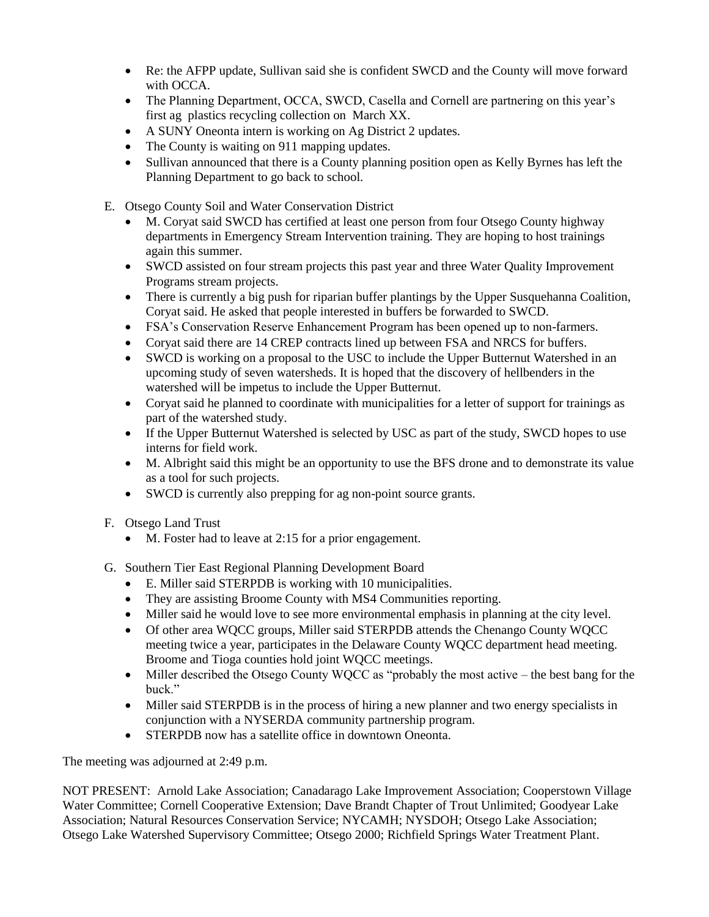- Re: the AFPP update, Sullivan said she is confident SWCD and the County will move forward with OCCA.
- The Planning Department, OCCA, SWCD, Casella and Cornell are partnering on this year's first ag plastics recycling collection on March XX.
- A SUNY Oneonta intern is working on Ag District 2 updates.
- The County is waiting on 911 mapping updates.
- Sullivan announced that there is a County planning position open as Kelly Byrnes has left the Planning Department to go back to school.

E. Otsego County Soil and Water Conservation District

- M. Coryat said SWCD has certified at least one person from four Otsego County highway departments in Emergency Stream Intervention training. They are hoping to host trainings again this summer.
- SWCD assisted on four stream projects this past year and three Water Quality Improvement Programs stream projects.
- There is currently a big push for riparian buffer plantings by the Upper Susquehanna Coalition, Coryat said. He asked that people interested in buffers be forwarded to SWCD.
- FSA's Conservation Reserve Enhancement Program has been opened up to non-farmers.
- Coryat said there are 14 CREP contracts lined up between FSA and NRCS for buffers.
- SWCD is working on a proposal to the USC to include the Upper Butternut Watershed in an upcoming study of seven watersheds. It is hoped that the discovery of hellbenders in the watershed will be impetus to include the Upper Butternut.
- Coryat said he planned to coordinate with municipalities for a letter of support for trainings as part of the watershed study.
- If the Upper Butternut Watershed is selected by USC as part of the study, SWCD hopes to use interns for field work.
- M. Albright said this might be an opportunity to use the BFS drone and to demonstrate its value as a tool for such projects.
- SWCD is currently also prepping for ag non-point source grants.

F. Otsego Land Trust

- M. Foster had to leave at 2:15 for a prior engagement.

G. Southern Tier East Regional Planning Development Board

- E. Miller said STERPDB is working with 10 municipalities.
- They are assisting Broome County with MS4 Communities reporting.
- Miller said he would love to see more environmental emphasis in planning at the city level.
- Of other area WQCC groups, Miller said STERPDB attends the Chenango County WQCC meeting twice a year, participates in the Delaware County WQCC department head meeting. Broome and Tioga counties hold joint WQCC meetings.
- Miller described the Otsego County WQCC as "probably the most active – the best bang for the buck."
- Miller said STERPDB is in the process of hiring a new planner and two energy specialists in conjunction with a NYSERDA community partnership program.
- STERPDB now has a satellite office in downtown Oneonta.

The meeting was adjourned at 2:49 p.m.

NOT PRESENT: Arnold Lake Association; Canadarago Lake Improvement Association; Cooperstown Village Water Committee; Cornell Cooperative Extension; Dave Brandt Chapter of Trout Unlimited; Goodyear Lake Association; Natural Resources Conservation Service; NYCAMH; NYSDOH; Otsego Lake Association; Otsego Lake Watershed Supervisory Committee; Otsego 2000; Richfield Springs Water Treatment Plant.